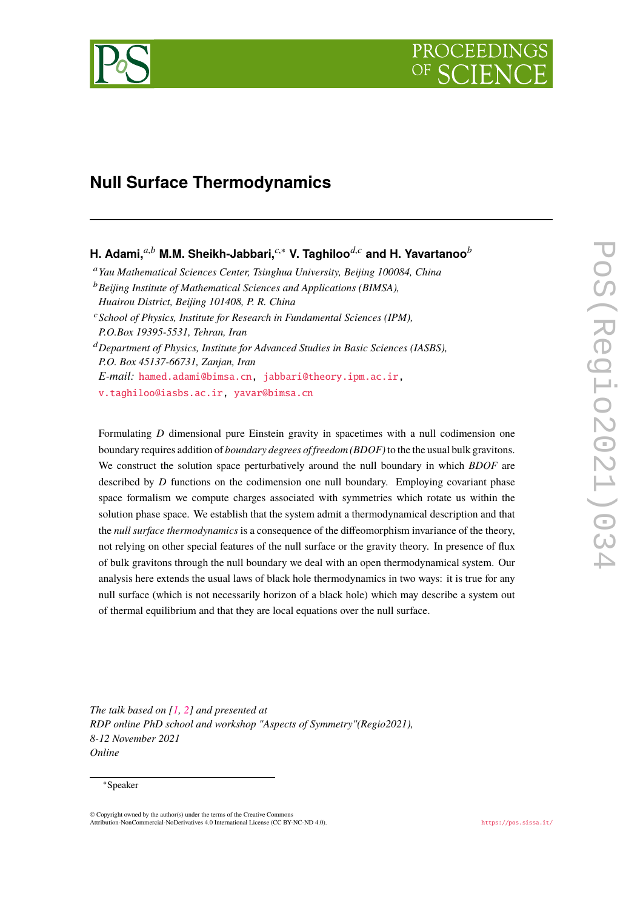# Null Surface Thermodynamics

**H. Adami,**[a,b] **M.M. Sheikh-Jabbari,**[c,*] **V. Taghiloo**[d,c] **and H. Yavartanoo**[b]

[a] *Yau Mathematical Sciences Center, Tsinghua University, Beijing 100084, China*
[b] *Beijing Institute of Mathematical Sciences and Applications (BIMSA), Huairou District, Beijing 101408, P. R. China*
[c] *School of Physics, Institute for Research in Fundamental Sciences (IPM), P.O.Box 19395-5531, Tehran, Iran*
[d] *Department of Physics, Institute for Advanced Studies in Basic Sciences (IASBS), P.O. Box 45137-66731, Zanjan, Iran*

*E-mail:* hamed.adami@bimsa.cn, jabbari@theory.ipm.ac.ir, v.taghiloo@iasbs.ac.ir, yavar@bimsa.cn

Formulating $D$ dimensional pure Einstein gravity in spacetimes with a null codimension one boundary requires addition of *boundary degrees of freedom (BDOF)* to the the usual bulk gravitons. We construct the solution space perturbatively around the null boundary in which *BDOF* are described by $D$ functions on the codimension one null boundary. Employing covariant phase space formalism we compute charges associated with symmetries which rotate us within the solution phase space. We establish that the system admit a thermodynamical description and that the *null surface thermodynamics* is a consequence of the diffeomorphism invariance of the theory, not relying on other special features of the null surface or the gravity theory. In presence of flux of bulk gravitons through the null boundary we deal with an open thermodynamical system. Our analysis here extends the usual laws of black hole thermodynamics in two ways: it is true for any null surface (which is not necessarily horizon of a black hole) which may describe a system out of thermal equilibrium and that they are local equations over the null surface.

*The talk based on [1, 2] and presented at*
*RDP online PhD school and workshop "Aspects of Symmetry"(Regio2021),*
*8-12 November 2021*
*Online*

*Speaker

© Copyright owned by the author(s) under the terms of the Creative Commons Attribution-NonCommercial-NoDerivatives 4.0 International License (CC BY-NC-ND 4.0).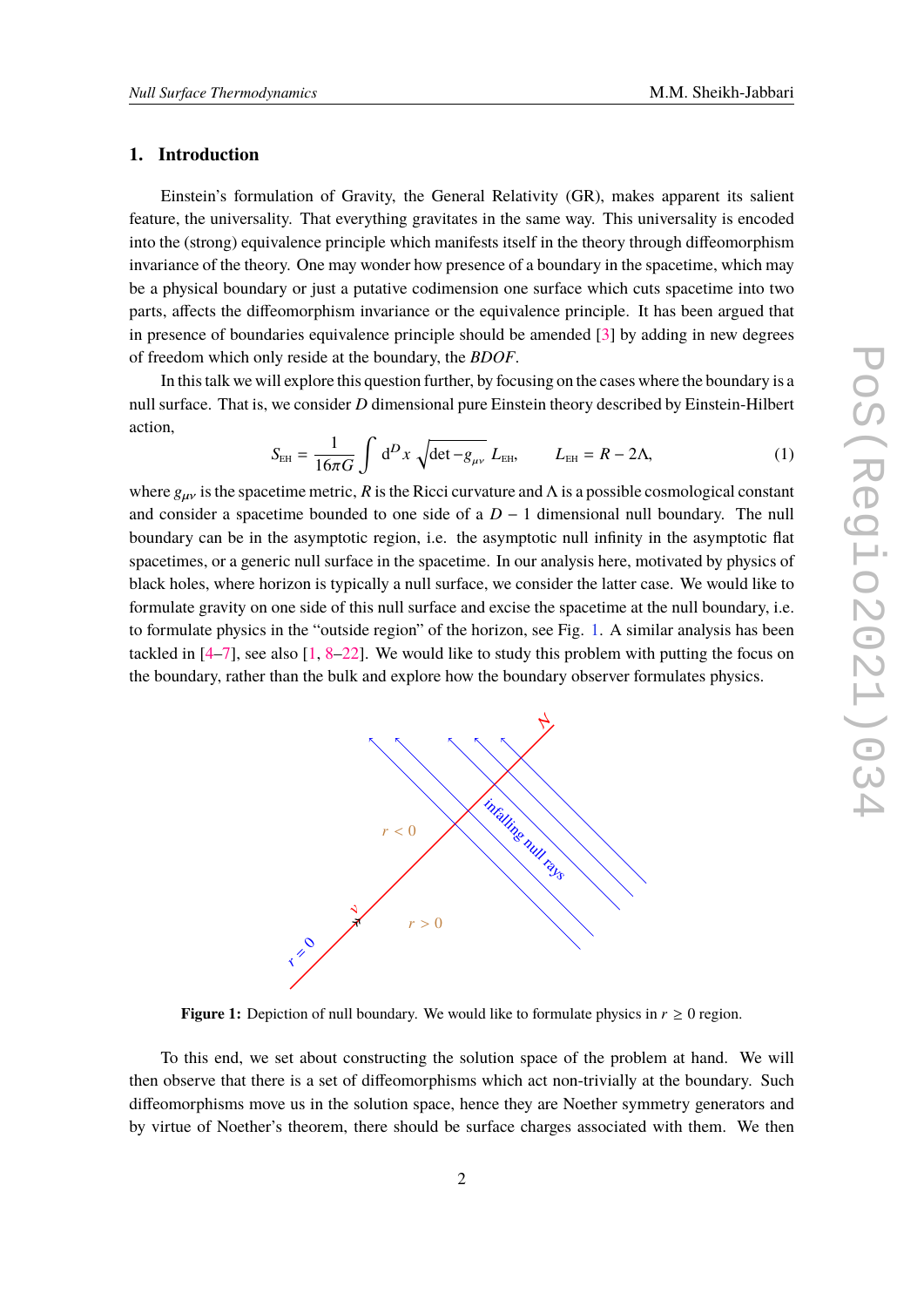## 1. Introduction

Einstein's formulation of Gravity, the General Relativity (GR), makes apparent its salient feature, the universality. That everything gravitates in the same way. This universality is encoded into the (strong) equivalence principle which manifests itself in the theory through diffeomorphism invariance of the theory. One may wonder how presence of a boundary in the spacetime, which may be a physical boundary or just a putative codimension one surface which cuts spacetime into two parts, affects the diffeomorphism invariance or the equivalence principle. It has been argued that in presence of boundaries equivalence principle should be amended [3] by adding in new degrees of freedom which only reside at the boundary, the *BDOF*.

In this talk we will explore this question further, by focusing on the cases where the boundary is a null surface. That is, we consider $D$ dimensional pure Einstein theory described by Einstein-Hilbert action,

$$S_{\text{EH}} = \frac{1}{16\pi G}\int \mathrm{d}^D x\, \sqrt{\det -g_{\mu\nu}}\, L_{\text{EH}}, \qquad L_{\text{EH}} = R - 2\Lambda, \tag{1}$$

where $g_{\mu\nu}$ is the spacetime metric, $R$ is the Ricci curvature and $\Lambda$ is a possible cosmological constant and consider a spacetime bounded to one side of a $D-1$ dimensional null boundary. The null boundary can be in the asymptotic region, i.e. the asymptotic null infinity in the asymptotic flat spacetimes, or a generic null surface in the spacetime. In our analysis here, motivated by physics of black holes, where horizon is typically a null surface, we consider the latter case. We would like to formulate gravity on one side of this null surface and excise the spacetime at the null boundary, i.e. to formulate physics in the "outside region" of the horizon, see Fig. 1. A similar analysis has been tackled in [4–7], see also [1, 8–22]. We would like to study this problem with putting the focus on the boundary, rather than the bulk and explore how the boundary observer formulates physics.

**Figure 1:** Depiction of null boundary. We would like to formulate physics in $r \geq 0$ region.

To this end, we set about constructing the solution space of the problem at hand. We will then observe that there is a set of diffeomorphisms which act non-trivially at the boundary. Such diffeomorphisms move us in the solution space, hence they are Noether symmetry generators and by virtue of Noether's theorem, there should be surface charges associated with them. We then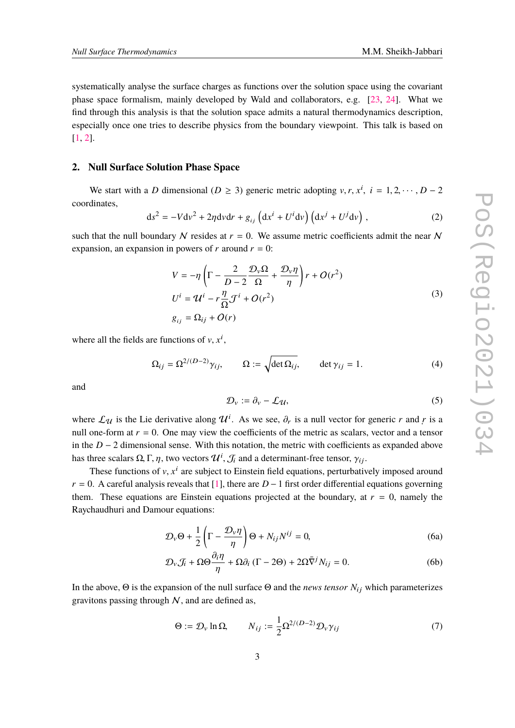systematically analyse the surface charges as functions over the solution space using the covariant phase space formalism, mainly developed by Wald and collaborators, e.g. [23, 24]. What we find through this analysis is that the solution space admits a natural thermodynamics description, especially once one tries to describe physics from the boundary viewpoint. This talk is based on [1, 2].

## 2. Null Surface Solution Phase Space

We start with a $D$ dimensional ($D \geq 3$) generic metric adopting $v, r, x^i$, $i = 1, 2, \cdots, D-2$ coordinates,

$$
\mathrm{d}s^2 = -V \mathrm{d}v^2 + 2\eta \mathrm{d}v \mathrm{d}r + g_{ij} \left(\mathrm{d}x^i + U^i \mathrm{d}v\right) \left(\mathrm{d}x^j + U^j \mathrm{d}v\right) , \tag{2}
$$

such that the null boundary $\mathcal{N}$ resides at $r = 0$. We assume metric coefficients admit the near $\mathcal{N}$ expansion, an expansion in powers of $r$ around $r = 0$:

$$
\begin{aligned}
V &= -\eta \left( \Gamma - \frac{2}{D-2} \frac{\mathcal{D}_v \Omega}{\Omega} + \frac{\mathcal{D}_v \eta}{\eta} \right) r + O(r^2) \\
U^i &= \mathcal{U}^i - r \frac{\eta}{\Omega} \mathcal{J}^i + O(r^2) \\
g_{ij} &= \Omega_{ij} + O(r)
\end{aligned} \tag{3}
$$

where all the fields are functions of $v, x^i$,

$$
\Omega_{ij} = \Omega^{2/(D-2)} \gamma_{ij}, \qquad \Omega := \sqrt{\det \Omega_{ij}}, \qquad \det \gamma_{ij} = 1. \tag{4}
$$

and

$$
\mathcal{D}_v := \partial_v - \mathcal{L}_{\mathcal{U}}, \tag{5}
$$

where $\mathcal{L}_{\mathcal{U}}$ is the Lie derivative along $\mathcal{U}^i$. As we see, $\partial_r$ is a null vector for generic $r$ and $\underset{\sim}{r}$ is a null one-form at $r = 0$. One may view the coefficients of the metric as scalars, vector and a tensor in the $D-2$ dimensional sense. With this notation, the metric with coefficients as expanded above has three scalars $\Omega, \Gamma, \eta$, two vectors $\mathcal{U}^i$, $\mathcal{J}_i$ and a determinant-free tensor, $\gamma_{ij}$.

These functions of $v, x^i$ are subject to Einstein field equations, perturbatively imposed around $r = 0$. A careful analysis reveals that [1], there are $D-1$ first order differential equations governing them. These equations are Einstein equations projected at the boundary, at $r = 0$, namely the Raychaudhuri and Damour equations:

$$
\mathcal{D}_v \Theta + \frac{1}{2} \left( \Gamma - \frac{\mathcal{D}_v \eta}{\eta} \right) \Theta + N_{ij} N^{ij} = 0, \tag{6a}
$$

$$
\mathcal{D}_v \mathcal{J}_i + \Omega \Theta \frac{\partial_i \eta}{\eta} + \Omega \partial_i \left( \Gamma - 2\Theta \right) + 2\Omega \bar{\nabla}^j N_{ij} = 0. \tag{6b}
$$

In the above, $\Theta$ is the expansion of the null surface $\Theta$ and the *news tensor* $N_{ij}$ which parameterizes gravitons passing through $\mathcal{N}$, and are defined as,

$$
\Theta := \mathcal{D}_v \ln \Omega, \qquad N_{ij} := \frac{1}{2} \Omega^{2/(D-2)} \mathcal{D}_v \gamma_{ij} \tag{7}
$$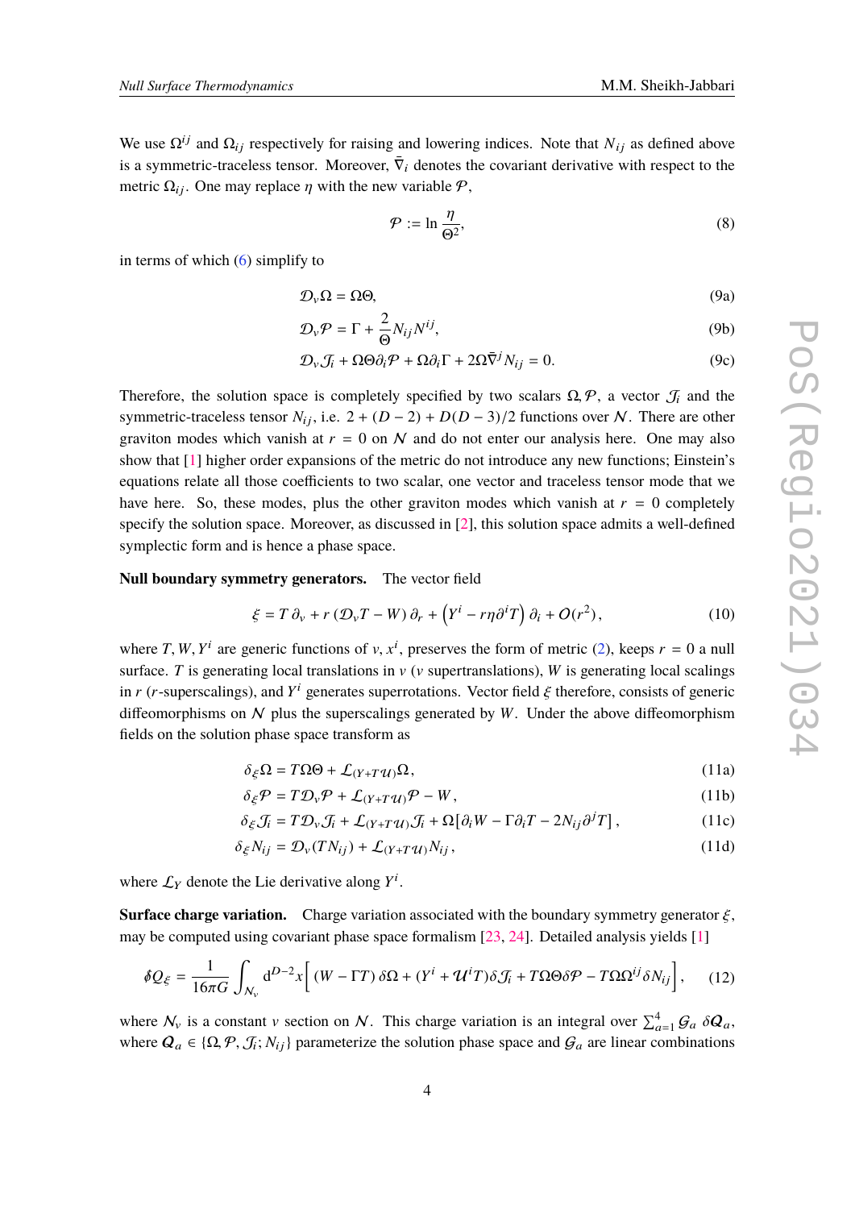We use $\Omega^{ij}$ and $\Omega_{ij}$ respectively for raising and lowering indices. Note that $N_{ij}$ as defined above is a symmetric-traceless tensor. Moreover, $\bar{\nabla}_i$ denotes the covariant derivative with respect to the metric $\Omega_{ij}$. One may replace $\eta$ with the new variable $\mathcal{P}$,

$$\mathcal{P} := \ln \frac{\eta}{\Theta^2}, \tag{8}$$

in terms of which (6) simplify to

$$\mathcal{D}_v \Omega = \Omega\Theta, \tag{9a}$$

$$\mathcal{D}_v \mathcal{P} = \Gamma + \frac{2}{\Theta} N_{ij} N^{ij}, \tag{9b}$$

$$\mathcal{D}_v \mathcal{J}_i + \Omega\Theta\partial_i \mathcal{P} + \Omega\partial_i \Gamma + 2\Omega\bar{\nabla}^j N_{ij} = 0. \tag{9c}$$

Therefore, the solution space is completely specified by two scalars $\Omega, \mathcal{P}$, a vector $\mathcal{J}_i$ and the symmetric-traceless tensor $N_{ij}$, i.e. $2 + (D-2) + D(D-3)/2$ functions over $\mathcal{N}$. There are other graviton modes which vanish at $r = 0$ on $\mathcal{N}$ and do not enter our analysis here. One may also show that [1] higher order expansions of the metric do not introduce any new functions; Einstein's equations relate all those coefficients to two scalar, one vector and traceless tensor mode that we have here. So, these modes, plus the other graviton modes which vanish at $r = 0$ completely specify the solution space. Moreover, as discussed in [2], this solution space admits a well-defined symplectic form and is hence a phase space.

**Null boundary symmetry generators.** The vector field

$$\xi = T\,\partial_v + r\,(\mathcal{D}_v T - W)\,\partial_r + \left(Y^i - r\eta\partial^i T\right)\partial_i + \mathcal{O}(r^2), \tag{10}$$

where $T, W, Y^i$ are generic functions of $v, x^i$, preserves the form of metric (2), keeps $r = 0$ a null surface. $T$ is generating local translations in $v$ ($v$ supertranslations), $W$ is generating local scalings in $r$ ($r$-superscalings), and $Y^i$ generates superrotations. Vector field $\xi$ therefore, consists of generic diffeomorphisms on $\mathcal{N}$ plus the superscalings generated by $W$. Under the above diffeomorphism fields on the solution phase space transform as

$$\delta_\xi \Omega = T\Omega\Theta + \mathcal{L}_{(Y+T\mathcal{U})}\Omega, \tag{11a}$$

$$\delta_\xi \mathcal{P} = T\mathcal{D}_v \mathcal{P} + \mathcal{L}_{(Y+T\mathcal{U})}\mathcal{P} - W, \tag{11b}$$

$$\delta_\xi \mathcal{J}_i = T\mathcal{D}_v \mathcal{J}_i + \mathcal{L}_{(Y+T\mathcal{U})}\mathcal{J}_i + \Omega\left[\partial_i W - \Gamma\partial_i T - 2N_{ij}\partial^j T\right], \tag{11c}$$

$$\delta_\xi N_{ij} = \mathcal{D}_v (T N_{ij}) + \mathcal{L}_{(Y+T\mathcal{U})} N_{ij}, \tag{11d}$$

where $\mathcal{L}_Y$ denote the Lie derivative along $Y^i$.

**Surface charge variation.** Charge variation associated with the boundary symmetry generator $\xi$, may be computed using covariant phase space formalism [23, 24]. Detailed analysis yields [1]

$$\not{\delta} Q_\xi = \frac{1}{16\pi G}\int_{\mathcal{N}_v} \mathrm{d}^{D-2}x \Big[ (W - \Gamma T)\,\delta\Omega + (Y^i + \mathcal{U}^i T)\delta\mathcal{J}_i + T\Omega\Theta\delta\mathcal{P} - T\Omega\Omega^{ij}\delta N_{ij} \Big], \tag{12}$$

where $\mathcal{N}_v$ is a constant $v$ section on $\mathcal{N}$. This charge variation is an integral over $\sum_{a=1}^{4} \mathcal{G}_a\ \delta\boldsymbol{Q}_a$, where $\boldsymbol{Q}_a \in \{\Omega, \mathcal{P}, \mathcal{J}_i; N_{ij}\}$ parameterize the solution phase space and $\mathcal{G}_a$ are linear combinations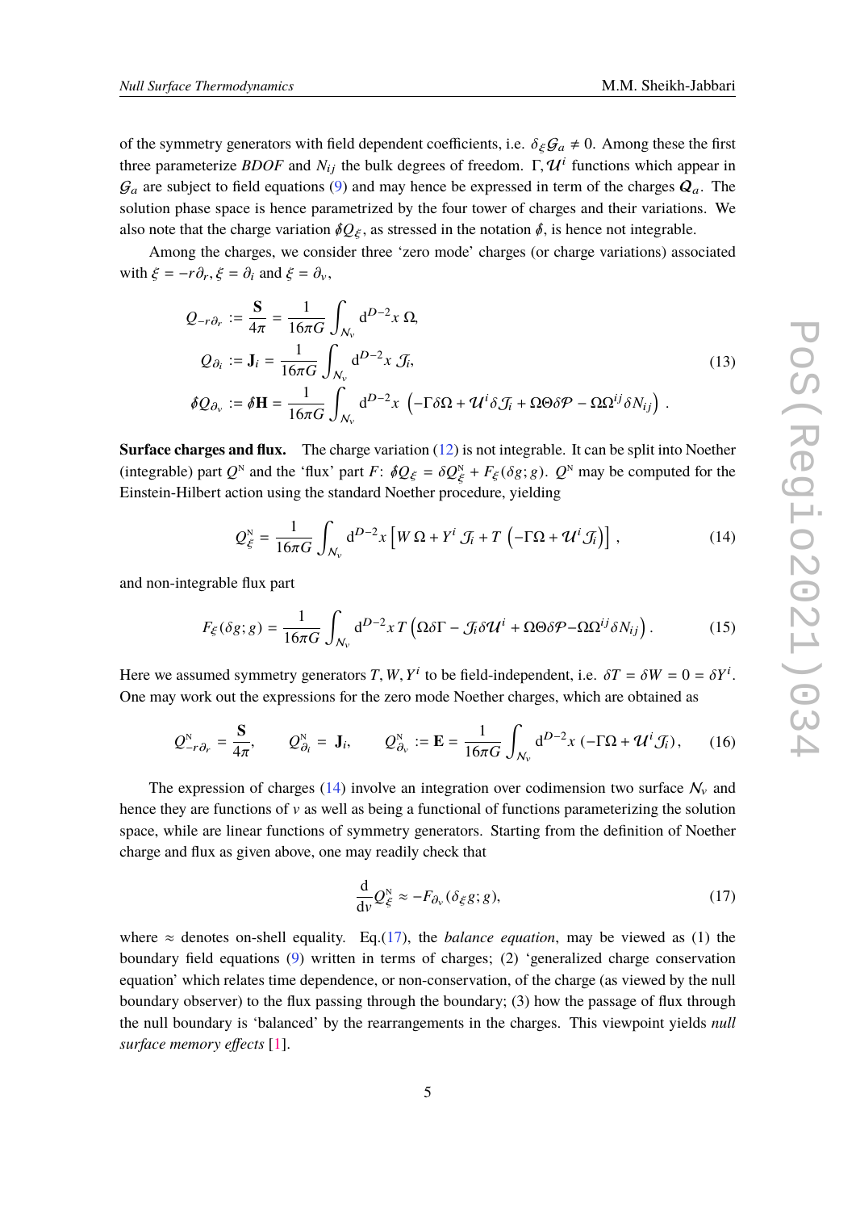of the symmetry generators with field dependent coefficients, i.e. $\delta_\xi \mathcal{G}_a \neq 0$. Among these the first three parameterize *BDOF* and $N_{ij}$ the bulk degrees of freedom. $\Gamma, \mathcal{U}^i$ functions which appear in $\mathcal{G}_a$ are subject to field equations (9) and may hence be expressed in term of the charges $\mathcal{Q}_a$. The solution phase space is hence parametrized by the four tower of charges and their variations. We also note that the charge variation $\not{\delta} Q_\xi$, as stressed in the notation $\not{\delta}$, is hence not integrable.

Among the charges, we consider three 'zero mode' charges (or charge variations) associated with $\xi = -r\partial_r, \xi = \partial_i$ and $\xi = \partial_v$,

$$
\begin{aligned}
Q_{-r\partial_r} &:= \frac{\mathbf{S}}{4\pi} = \frac{1}{16\pi G}\int_{\mathcal{N}_v} \mathrm{d}^{D-2}x\ \Omega, \\
Q_{\partial_i} &:= \mathbf{J}_i = \frac{1}{16\pi G}\int_{\mathcal{N}_v} \mathrm{d}^{D-2}x\ \mathcal{J}_i, \\
\not{\delta} Q_{\partial_v} &:= \not{\delta}\mathbf{H} = \frac{1}{16\pi G}\int_{\mathcal{N}_v} \mathrm{d}^{D-2}x\ \left(-\Gamma\delta\Omega + \mathcal{U}^i\delta\mathcal{J}_i + \Omega\Theta\delta\mathcal{P} - \Omega\Omega^{ij}\delta N_{ij}\right) .
\end{aligned}
\tag{13}
$$

**Surface charges and flux.** The charge variation (12) is not integrable. It can be split into Noether (integrable) part $Q^{\mathrm{N}}$ and the 'flux' part $F$: $\not{\delta} Q_\xi = \delta Q^{\mathrm{N}}_\xi + F_\xi(\delta g; g)$. $Q^{\mathrm{N}}$ may be computed for the Einstein-Hilbert action using the standard Noether procedure, yielding

$$
Q^{\mathrm{N}}_\xi = \frac{1}{16\pi G}\int_{\mathcal{N}_v} \mathrm{d}^{D-2}x \left[W\,\Omega + Y^i\,\mathcal{J}_i + T\,\left(-\Gamma\Omega + \mathcal{U}^i\mathcal{J}_i\right)\right] ,
\tag{14}
$$

and non-integrable flux part

$$
F_\xi(\delta g; g) = \frac{1}{16\pi G}\int_{\mathcal{N}_v} \mathrm{d}^{D-2}x\, T\left(\Omega\delta\Gamma - \mathcal{J}_i\delta\mathcal{U}^i + \Omega\Theta\delta\mathcal{P} - \Omega\Omega^{ij}\delta N_{ij}\right) .
\tag{15}
$$

Here we assumed symmetry generators $T, W, Y^i$ to be field-independent, i.e. $\delta T = \delta W = 0 = \delta Y^i$. One may work out the expressions for the zero mode Noether charges, which are obtained as

$$
Q^{\mathrm{N}}_{-r\partial_r} = \frac{\mathbf{S}}{4\pi}, \qquad Q^{\mathrm{N}}_{\partial_i} = \mathbf{J}_i, \qquad Q^{\mathrm{N}}_{\partial_v} := \mathbf{E} = \frac{1}{16\pi G}\int_{\mathcal{N}_v} \mathrm{d}^{D-2}x\ (-\Gamma\Omega + \mathcal{U}^i\mathcal{J}_i) ,
\tag{16}
$$

The expression of charges (14) involve an integration over codimension two surface $\mathcal{N}_v$ and hence they are functions of $v$ as well as being a functional of functions parameterizing the solution space, while are linear functions of symmetry generators. Starting from the definition of Noether charge and flux as given above, one may readily check that

$$
\frac{\mathrm{d}}{\mathrm{d}v} Q^{\mathrm{N}}_\xi \approx -F_{\partial_v}(\delta_\xi g; g),
\tag{17}
$$

where $\approx$ denotes on-shell equality. Eq.(17), the *balance equation*, may be viewed as (1) the boundary field equations (9) written in terms of charges; (2) 'generalized charge conservation equation' which relates time dependence, or non-conservation, of the charge (as viewed by the null boundary observer) to the flux passing through the boundary; (3) how the passage of flux through the null boundary is 'balanced' by the rearrangements in the charges. This viewpoint yields *null surface memory effects* [1].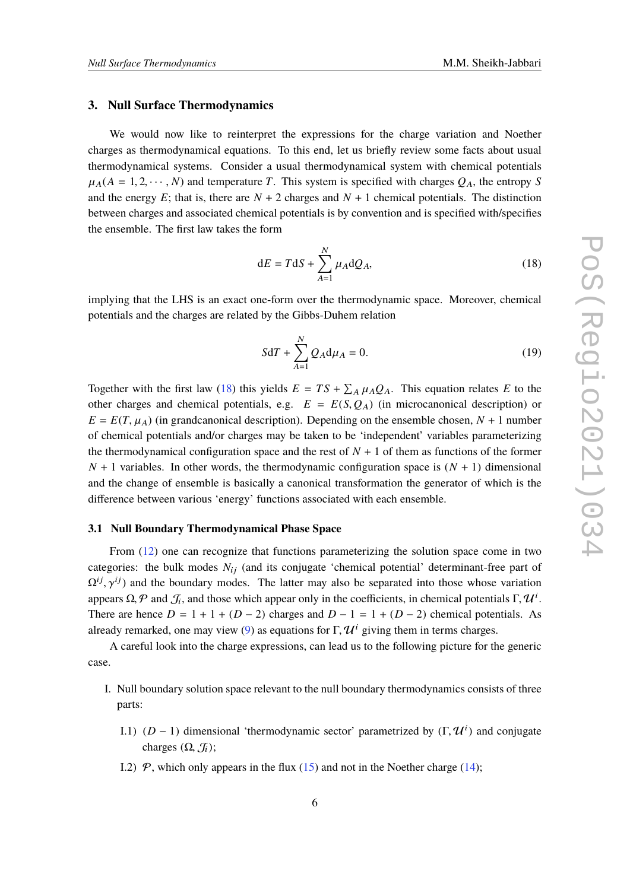## 3. Null Surface Thermodynamics

We would now like to reinterpret the expressions for the charge variation and Noether charges as thermodynamical equations. To this end, let us briefly review some facts about usual thermodynamical systems. Consider a usual thermodynamical system with chemical potentials $\mu_A (A = 1, 2, \cdots, N)$ and temperature $T$. This system is specified with charges $Q_A$, the entropy $S$ and the energy $E$; that is, there are $N + 2$ charges and $N + 1$ chemical potentials. The distinction between charges and associated chemical potentials is by convention and is specified with/specifies the ensemble. The first law takes the form

$$\mathrm{d}E = T\mathrm{d}S + \sum_{A=1}^{N} \mu_A \mathrm{d}Q_A, \tag{18}$$

implying that the LHS is an exact one-form over the thermodynamic space. Moreover, chemical potentials and the charges are related by the Gibbs-Duhem relation

$$S\mathrm{d}T + \sum_{A=1}^{N} Q_A \mathrm{d}\mu_A = 0. \tag{19}$$

Together with the first law (18) this yields $E = TS + \sum_A \mu_A Q_A$. This equation relates $E$ to the other charges and chemical potentials, e.g. $E = E(S, Q_A)$ (in microcanonical description) or $E = E(T, \mu_A)$ (in grandcanonical description). Depending on the ensemble chosen, $N + 1$ number of chemical potentials and/or charges may be taken to be 'independent' variables parameterizing the thermodynamical configuration space and the rest of $N + 1$ of them as functions of the former $N + 1$ variables. In other words, the thermodynamic configuration space is $(N + 1)$ dimensional and the change of ensemble is basically a canonical transformation the generator of which is the difference between various 'energy' functions associated with each ensemble.

### 3.1 Null Boundary Thermodynamical Phase Space

From (12) one can recognize that functions parameterizing the solution space come in two categories: the bulk modes $N_{ij}$ (and its conjugate 'chemical potential' determinant-free part of $\Omega^{ij}, \gamma^{ij}$) and the boundary modes. The latter may also be separated into those whose variation appears $\Omega, \mathcal{P}$ and $\mathcal{J}_i$, and those which appear only in the coefficients, in chemical potentials $\Gamma, \mathcal{U}^i$. There are hence $D = 1 + 1 + (D - 2)$ charges and $D - 1 = 1 + (D - 2)$ chemical potentials. As already remarked, one may view (9) as equations for $\Gamma, \mathcal{U}^i$ giving them in terms charges.

A careful look into the charge expressions, can lead us to the following picture for the generic case.

I. Null boundary solution space relevant to the null boundary thermodynamics consists of three parts:

   I.1) $(D - 1)$ dimensional 'thermodynamic sector' parametrized by $(\Gamma, \mathcal{U}^i)$ and conjugate charges $(\Omega, \mathcal{J}_i)$;

   I.2) $\mathcal{P}$, which only appears in the flux (15) and not in the Noether charge (14);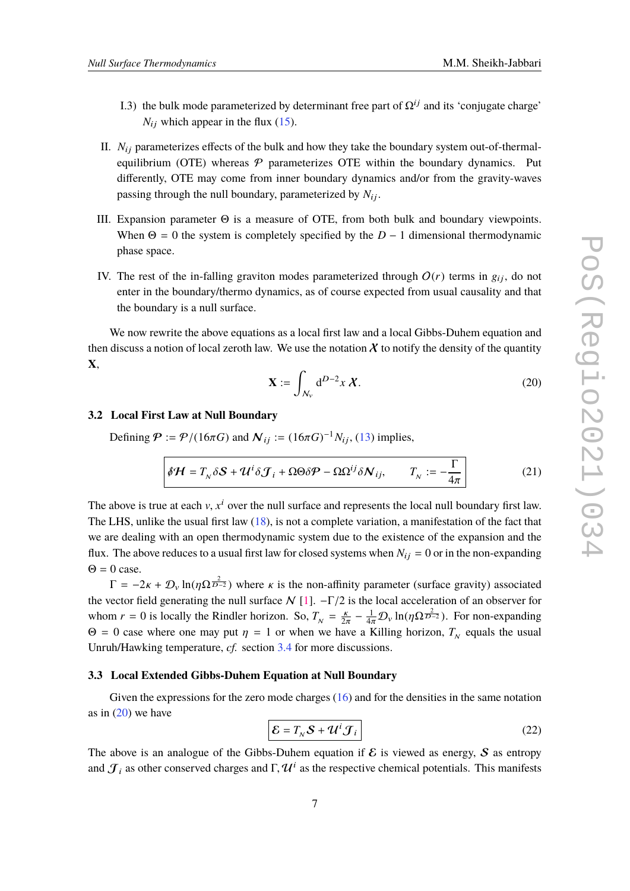I.3) the bulk mode parameterized by determinant free part of $\Omega^{ij}$ and its 'conjugate charge' $N_{ij}$ which appear in the flux (15).

II. $N_{ij}$ parameterizes effects of the bulk and how they take the boundary system out-of-thermal-equilibrium (OTE) whereas $\mathcal{P}$ parameterizes OTE within the boundary dynamics. Put differently, OTE may come from inner boundary dynamics and/or from the gravity-waves passing through the null boundary, parameterized by $N_{ij}$.

III. Expansion parameter $\Theta$ is a measure of OTE, from both bulk and boundary viewpoints. When $\Theta = 0$ the system is completely specified by the $D-1$ dimensional thermodynamic phase space.

IV. The rest of the in-falling graviton modes parameterized through $\mathcal{O}(r)$ terms in $g_{ij}$, do not enter in the boundary/thermo dynamics, as of course expected from usual causality and that the boundary is a null surface.

We now rewrite the above equations as a local first law and a local Gibbs-Duhem equation and then discuss a notion of local zeroth law. We use the notation $\boldsymbol{\mathcal{X}}$ to notify the density of the quantity $\mathbf{X}$,

$$
\mathbf{X} := \int_{\mathcal{N}_v} \mathrm{d}^{D-2}x\, \boldsymbol{\mathcal{X}}. \tag{20}
$$

### 3.2 Local First Law at Null Boundary

Defining $\boldsymbol{\mathcal{P}} := \mathcal{P}/(16\pi G)$ and $\boldsymbol{N}_{ij} := (16\pi G)^{-1} N_{ij}$, (13) implies,

$$
\boxed{\slashed{\delta}\boldsymbol{\mathcal{H}} = T_{\scriptscriptstyle\mathcal{N}}\delta\boldsymbol{\mathcal{S}} + \boldsymbol{\mathcal{U}}^i\delta\boldsymbol{\mathcal{J}}_i + \Omega\Theta\delta\boldsymbol{\mathcal{P}} - \Omega\Omega^{ij}\delta\boldsymbol{N}_{ij}, \qquad T_{\scriptscriptstyle\mathcal{N}} := -\frac{\Gamma}{4\pi}} \tag{21}
$$

The above is true at each $v, x^i$ over the null surface and represents the local null boundary first law. The LHS, unlike the usual first law (18), is not a complete variation, a manifestation of the fact that we are dealing with an open thermodynamic system due to the existence of the expansion and the flux. The above reduces to a usual first law for closed systems when $N_{ij} = 0$ or in the non-expanding $\Theta = 0$ case.

$\Gamma = -2\kappa + \mathcal{D}_v \ln(\eta\Omega^{\frac{2}{D-2}})$ where $\kappa$ is the non-affinity parameter (surface gravity) associated the vector field generating the null surface $\mathcal{N}$ [1]. $-\Gamma/2$ is the local acceleration of an observer for whom $r = 0$ is locally the Rindler horizon. So, $T_{\scriptscriptstyle\mathcal{N}} = \frac{\kappa}{2\pi} - \frac{1}{4\pi}\mathcal{D}_v \ln(\eta\Omega^{\frac{2}{D-2}})$. For non-expanding $\Theta = 0$ case where one may put $\eta = 1$ or when we have a Killing horizon, $T_{\scriptscriptstyle\mathcal{N}}$ equals the usual Unruh/Hawking temperature, *cf.* section 3.4 for more discussions.

### 3.3 Local Extended Gibbs-Duhem Equation at Null Boundary

Given the expressions for the zero mode charges (16) and for the densities in the same notation as in (20) we have

$$
\boxed{\boldsymbol{\mathcal{E}} = T_{\scriptscriptstyle\mathcal{N}}\boldsymbol{\mathcal{S}} + \boldsymbol{\mathcal{U}}^i\boldsymbol{\mathcal{J}}_i} \tag{22}
$$

The above is an analogue of the Gibbs-Duhem equation if $\boldsymbol{\mathcal{E}}$ is viewed as energy, $\boldsymbol{\mathcal{S}}$ as entropy and $\boldsymbol{\mathcal{J}}_i$ as other conserved charges and $\Gamma, \boldsymbol{\mathcal{U}}^i$ as the respective chemical potentials. This manifests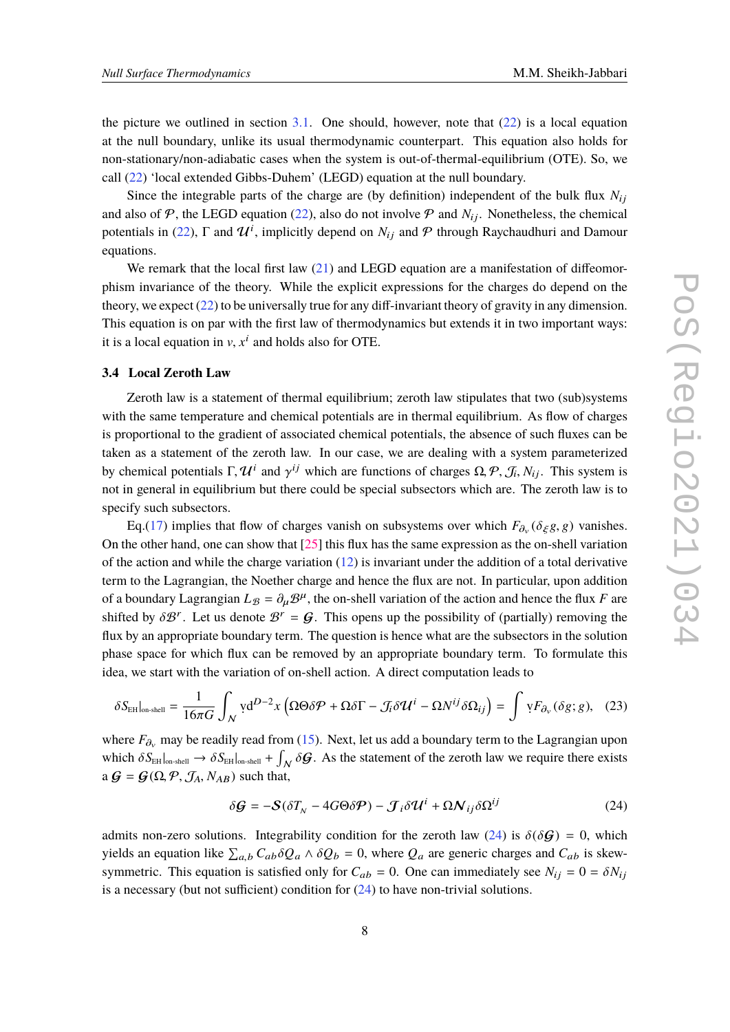the picture we outlined in section 3.1. One should, however, note that (22) is a local equation at the null boundary, unlike its usual thermodynamic counterpart. This equation also holds for non-stationary/non-adiabatic cases when the system is out-of-thermal-equilibrium (OTE). So, we call (22) 'local extended Gibbs-Duhem' (LEGD) equation at the null boundary.

Since the integrable parts of the charge are (by definition) independent of the bulk flux $N_{ij}$ and also of $\mathcal{P}$, the LEGD equation (22), also do not involve $\mathcal{P}$ and $N_{ij}$. Nonetheless, the chemical potentials in (22), $\Gamma$ and $\mathcal{U}^i$, implicitly depend on $N_{ij}$ and $\mathcal{P}$ through Raychaudhuri and Damour equations.

We remark that the local first law (21) and LEGD equation are a manifestation of diffeomorphism invariance of the theory. While the explicit expressions for the charges do depend on the theory, we expect (22) to be universally true for any diff-invariant theory of gravity in any dimension. This equation is on par with the first law of thermodynamics but extends it in two important ways: it is a local equation in $v, x^i$ and holds also for OTE.

### 3.4 Local Zeroth Law

Zeroth law is a statement of thermal equilibrium; zeroth law stipulates that two (sub)systems with the same temperature and chemical potentials are in thermal equilibrium. As flow of charges is proportional to the gradient of associated chemical potentials, the absence of such fluxes can be taken as a statement of the zeroth law. In our case, we are dealing with a system parameterized by chemical potentials $\Gamma, \mathcal{U}^i$ and $\gamma^{ij}$ which are functions of charges $\Omega, \mathcal{P}, \mathcal{J}_i, N_{ij}$. This system is not in general in equilibrium but there could be special subsectors which are. The zeroth law is to specify such subsectors.

Eq.(17) implies that flow of charges vanish on subsystems over which $F_{\partial_v}(\delta_\xi g, g)$ vanishes. On the other hand, one can show that [25] this flux has the same expression as the on-shell variation of the action and while the charge variation (12) is invariant under the addition of a total derivative term to the Lagrangian, the Noether charge and hence the flux are not. In particular, upon addition of a boundary Lagrangian $L_{\mathcal{B}} = \partial_\mu \mathcal{B}^\mu$, the on-shell variation of the action and hence the flux $F$ are shifted by $\delta \mathcal{B}^r$. Let us denote $\mathcal{B}^r = \mathcal{G}$. This opens up the possibility of (partially) removing the flux by an appropriate boundary term. The question is hence what are the subsectors in the solution phase space for which flux can be removed by an appropriate boundary term. To formulate this idea, we start with the variation of on-shell action. A direct computation leads to

$$
\delta S_{\text{EH}}\big|_{\text{on-shell}} = \frac{1}{16\pi G}\int_{\mathcal{N}} \mathrm{v}\mathrm{d}^{D-2}x \left(\Omega\Theta\delta\mathcal{P} + \Omega\delta\Gamma - \mathcal{J}_i\delta\mathcal{U}^i - \Omega N^{ij}\delta\Omega_{ij}\right) = \int \mathrm{v} F_{\partial_v}(\delta g; g), \quad (23)
$$

where $F_{\partial_v}$ may be readily read from (15). Next, let us add a boundary term to the Lagrangian upon which $\delta S_{\text{EH}}|_{\text{on-shell}} \to \delta S_{\text{EH}}|_{\text{on-shell}} + \int_{\mathcal{N}} \delta \mathcal{G}$. As the statement of the zeroth law we require there exists a $\mathcal{G} = \mathcal{G}(\Omega, \mathcal{P}, \mathcal{J}_A, N_{AB})$ such that,

$$
\delta \boldsymbol{\mathcal{G}} = -\boldsymbol{\mathcal{S}}(\delta T_{_\mathcal{N}} - 4G\Theta\delta\boldsymbol{\mathcal{P}}) - \boldsymbol{\mathcal{J}}_i\delta\boldsymbol{\mathcal{U}}^i + \Omega\boldsymbol{N}_{ij}\delta\Omega^{ij} \quad (24)
$$

admits non-zero solutions. Integrability condition for the zeroth law (24) is $\delta(\delta\boldsymbol{\mathcal{G}}) = 0$, which yields an equation like $\sum_{a,b} C_{ab}\delta Q_a \wedge \delta Q_b = 0$, where $Q_a$ are generic charges and $C_{ab}$ is skew-symmetric. This equation is satisfied only for $C_{ab} = 0$. One can immediately see $N_{ij} = 0 = \delta N_{ij}$ is a necessary (but not sufficient) condition for (24) to have non-trivial solutions.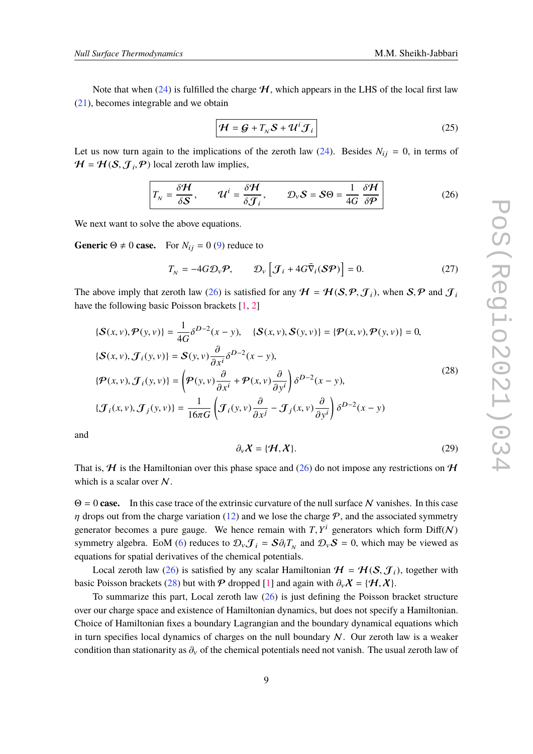Note that when (24) is fulfilled the charge $\mathcal{H}$, which appears in the LHS of the local first law (21), becomes integrable and we obtain

$$\boxed{\mathcal{H} = \mathcal{G} + T_{\scriptscriptstyle N}\mathcal{S} + \mathcal{U}^i\mathcal{J}_i} \tag{25}$$

Let us now turn again to the implications of the zeroth law (24). Besides $N_{ij} = 0$, in terms of $\mathcal{H} = \mathcal{H}(\mathcal{S}, \mathcal{J}_i, \mathcal{P})$ local zeroth law implies,

$$\boxed{T_{\scriptscriptstyle N} = \frac{\delta\mathcal{H}}{\delta\mathcal{S}}, \qquad \mathcal{U}^i = \frac{\delta\mathcal{H}}{\delta\mathcal{J}_i}, \qquad \mathcal{D}_v\mathcal{S} = \mathcal{S}\Theta = \frac{1}{4G}\frac{\delta\mathcal{H}}{\delta\mathcal{P}}} \tag{26}$$

We next want to solve the above equations.

**Generic $\Theta \neq 0$ case.** For $N_{ij} = 0$ (9) reduce to

$$T_{\scriptscriptstyle N} = -4G\mathcal{D}_v\mathcal{P}, \qquad \mathcal{D}_v\left[\mathcal{J}_i + 4G\bar{\nabla}_i(\mathcal{S}\mathcal{P})\right] = 0. \tag{27}$$

The above imply that zeroth law (26) is satisfied for any $\mathcal{H} = \mathcal{H}(\mathcal{S}, \mathcal{P}, \mathcal{J}_i)$, when $\mathcal{S}, \mathcal{P}$ and $\mathcal{J}_i$ have the following basic Poisson brackets [1, 2]

$$\begin{aligned}
&\{\mathcal{S}(x,v), \mathcal{P}(y,v)\} = \frac{1}{4G}\delta^{D-2}(x-y), \qquad \{\mathcal{S}(x,v), \mathcal{S}(y,v)\} = \{\mathcal{P}(x,v), \mathcal{P}(y,v)\} = 0,\\
&\{\mathcal{S}(x,v), \mathcal{J}_i(y,v)\} = \mathcal{S}(y,v)\frac{\partial}{\partial x^i}\delta^{D-2}(x-y),\\
&\{\mathcal{P}(x,v), \mathcal{J}_i(y,v)\} = \left(\mathcal{P}(y,v)\frac{\partial}{\partial x^i} + \mathcal{P}(x,v)\frac{\partial}{\partial y^i}\right)\delta^{D-2}(x-y),\\
&\{\mathcal{J}_i(x,v), \mathcal{J}_j(y,v)\} = \frac{1}{16\pi G}\left(\mathcal{J}_i(y,v)\frac{\partial}{\partial x^j} - \mathcal{J}_j(x,v)\frac{\partial}{\partial y^i}\right)\delta^{D-2}(x-y)
\end{aligned} \tag{28}$$

and

$$\partial_v\mathcal{X} = \{\mathcal{H}, \mathcal{X}\}. \tag{29}$$

That is, $\mathcal{H}$ is the Hamiltonian over this phase space and (26) do not impose any restrictions on $\mathcal{H}$ which is a scalar over $\mathcal{N}$.

**$\Theta = 0$ case.** In this case trace of the extrinsic curvature of the null surface $\mathcal{N}$ vanishes. In this case $\eta$ drops out from the charge variation (12) and we lose the charge $\mathcal{P}$, and the associated symmetry generator becomes a pure gauge. We hence remain with $T, Y^i$ generators which form Diff($\mathcal{N}$) symmetry algebra. EoM (6) reduces to $\mathcal{D}_v\mathcal{J}_i = \mathcal{S}\partial_i T_{\scriptscriptstyle N}$ and $\mathcal{D}_v\mathcal{S} = 0$, which may be viewed as equations for spatial derivatives of the chemical potentials.

Local zeroth law (26) is satisfied by any scalar Hamiltonian $\mathcal{H} = \mathcal{H}(\mathcal{S}, \mathcal{J}_i)$, together with basic Poisson brackets (28) but with $\mathcal{P}$ dropped [1] and again with $\partial_v\mathcal{X} = \{\mathcal{H}, \mathcal{X}\}$.

To summarize this part, Local zeroth law (26) is just defining the Poisson bracket structure over our charge space and existence of Hamiltonian dynamics, but does not specify a Hamiltonian. Choice of Hamiltonian fixes a boundary Lagrangian and the boundary dynamical equations which in turn specifies local dynamics of charges on the null boundary $\mathcal{N}$. Our zeroth law is a weaker condition than stationarity as $\partial_v$ of the chemical potentials need not vanish. The usual zeroth law of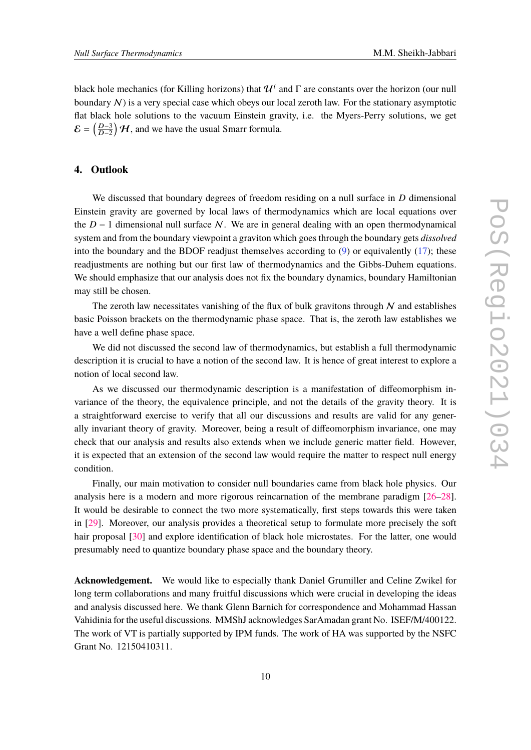black hole mechanics (for Killing horizons) that $\mathcal{U}^i$ and $\Gamma$ are constants over the horizon (our null boundary $\mathcal{N}$) is a very special case which obeys our local zeroth law. For the stationary asymptotic flat black hole solutions to the vacuum Einstein gravity, i.e. the Myers-Perry solutions, we get $\mathcal{E} = \left(\frac{D-3}{D-2}\right)\mathcal{H}$, and we have the usual Smarr formula.

## 4. Outlook

We discussed that boundary degrees of freedom residing on a null surface in $D$ dimensional Einstein gravity are governed by local laws of thermodynamics which are local equations over the $D-1$ dimensional null surface $\mathcal{N}$. We are in general dealing with an open thermodynamical system and from the boundary viewpoint a graviton which goes through the boundary gets *dissolved* into the boundary and the BDOF readjust themselves according to (9) or equivalently (17); these readjustments are nothing but our first law of thermodynamics and the Gibbs-Duhem equations. We should emphasize that our analysis does not fix the boundary dynamics, boundary Hamiltonian may still be chosen.

The zeroth law necessitates vanishing of the flux of bulk gravitons through $\mathcal{N}$ and establishes basic Poisson brackets on the thermodynamic phase space. That is, the zeroth law establishes we have a well define phase space.

We did not discussed the second law of thermodynamics, but establish a full thermodynamic description it is crucial to have a notion of the second law. It is hence of great interest to explore a notion of local second law.

As we discussed our thermodynamic description is a manifestation of diffeomorphism invariance of the theory, the equivalence principle, and not the details of the gravity theory. It is a straightforward exercise to verify that all our discussions and results are valid for any generally invariant theory of gravity. Moreover, being a result of diffeomorphism invariance, one may check that our analysis and results also extends when we include generic matter field. However, it is expected that an extension of the second law would require the matter to respect null energy condition.

Finally, our main motivation to consider null boundaries came from black hole physics. Our analysis here is a modern and more rigorous reincarnation of the membrane paradigm [26–28]. It would be desirable to connect the two more systematically, first steps towards this were taken in [29]. Moreover, our analysis provides a theoretical setup to formulate more precisely the soft hair proposal [30] and explore identification of black hole microstates. For the latter, one would presumably need to quantize boundary phase space and the boundary theory.

**Acknowledgement.** We would like to especially thank Daniel Grumiller and Celine Zwikel for long term collaborations and many fruitful discussions which were crucial in developing the ideas and analysis discussed here. We thank Glenn Barnich for correspondence and Mohammad Hassan Vahidinia for the useful discussions. MMShJ acknowledges SarAmadan grant No. ISEF/M/400122. The work of VT is partially supported by IPM funds. The work of HA was supported by the NSFC Grant No. 12150410311.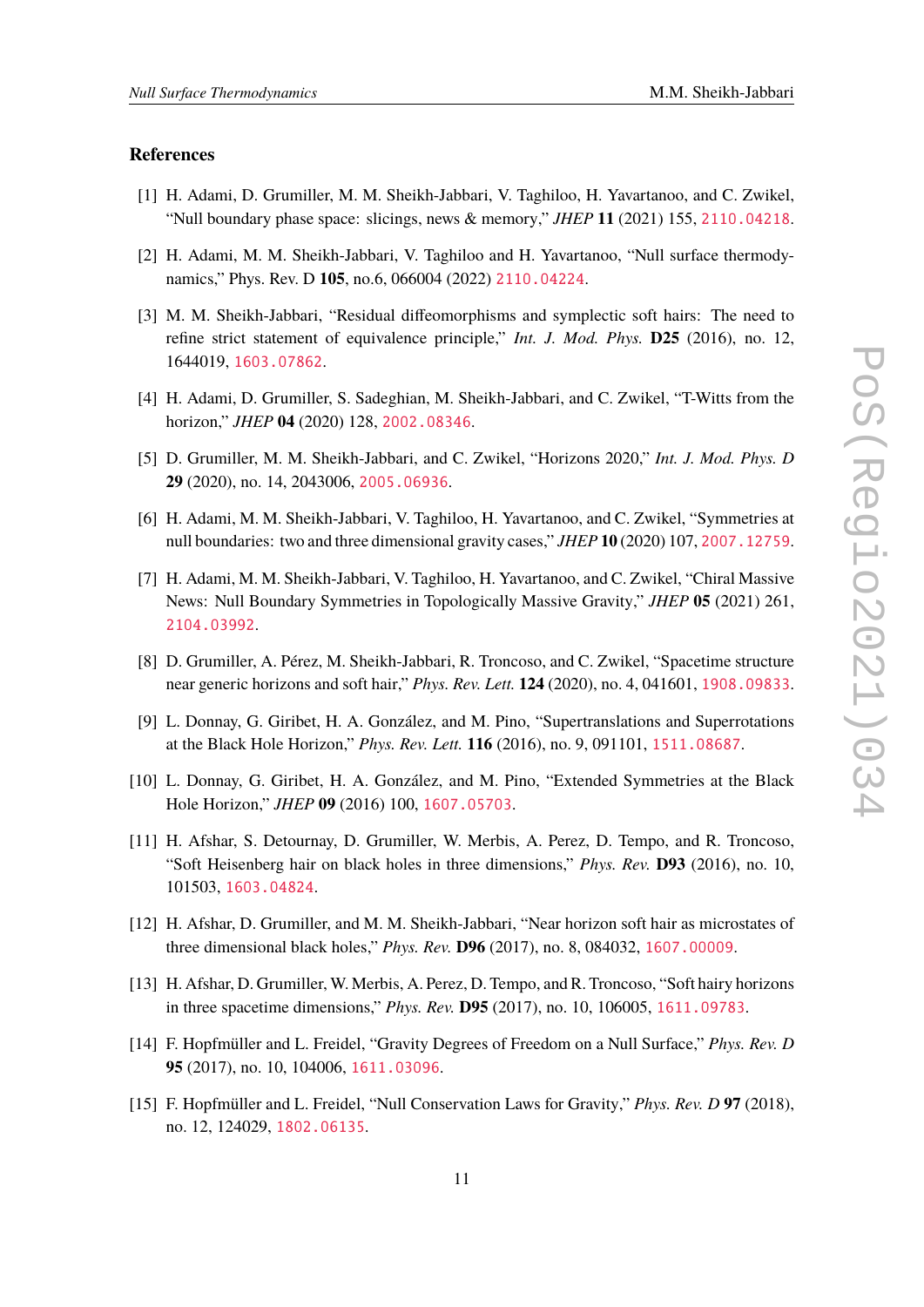## References

[1] H. Adami, D. Grumiller, M. M. Sheikh-Jabbari, V. Taghiloo, H. Yavartanoo, and C. Zwikel, "Null boundary phase space: slicings, news & memory," *JHEP* **11** (2021) 155, 2110.04218.

[2] H. Adami, M. M. Sheikh-Jabbari, V. Taghiloo and H. Yavartanoo, "Null surface thermodynamics," Phys. Rev. D **105**, no.6, 066004 (2022) 2110.04224.

[3] M. M. Sheikh-Jabbari, "Residual diffeomorphisms and symplectic soft hairs: The need to refine strict statement of equivalence principle," *Int. J. Mod. Phys.* **D25** (2016), no. 12, 1644019, 1603.07862.

[4] H. Adami, D. Grumiller, S. Sadeghian, M. Sheikh-Jabbari, and C. Zwikel, "T-Witts from the horizon," *JHEP* **04** (2020) 128, 2002.08346.

[5] D. Grumiller, M. M. Sheikh-Jabbari, and C. Zwikel, "Horizons 2020," *Int. J. Mod. Phys. D* **29** (2020), no. 14, 2043006, 2005.06936.

[6] H. Adami, M. M. Sheikh-Jabbari, V. Taghiloo, H. Yavartanoo, and C. Zwikel, "Symmetries at null boundaries: two and three dimensional gravity cases," *JHEP* **10** (2020) 107, 2007.12759.

[7] H. Adami, M. M. Sheikh-Jabbari, V. Taghiloo, H. Yavartanoo, and C. Zwikel, "Chiral Massive News: Null Boundary Symmetries in Topologically Massive Gravity," *JHEP* **05** (2021) 261, 2104.03992.

[8] D. Grumiller, A. Pérez, M. Sheikh-Jabbari, R. Troncoso, and C. Zwikel, "Spacetime structure near generic horizons and soft hair," *Phys. Rev. Lett.* **124** (2020), no. 4, 041601, 1908.09833.

[9] L. Donnay, G. Giribet, H. A. González, and M. Pino, "Supertranslations and Superrotations at the Black Hole Horizon," *Phys. Rev. Lett.* **116** (2016), no. 9, 091101, 1511.08687.

[10] L. Donnay, G. Giribet, H. A. González, and M. Pino, "Extended Symmetries at the Black Hole Horizon," *JHEP* **09** (2016) 100, 1607.05703.

[11] H. Afshar, S. Detournay, D. Grumiller, W. Merbis, A. Perez, D. Tempo, and R. Troncoso, "Soft Heisenberg hair on black holes in three dimensions," *Phys. Rev.* **D93** (2016), no. 10, 101503, 1603.04824.

[12] H. Afshar, D. Grumiller, and M. M. Sheikh-Jabbari, "Near horizon soft hair as microstates of three dimensional black holes," *Phys. Rev.* **D96** (2017), no. 8, 084032, 1607.00009.

[13] H. Afshar, D. Grumiller, W. Merbis, A. Perez, D. Tempo, and R. Troncoso, "Soft hairy horizons in three spacetime dimensions," *Phys. Rev.* **D95** (2017), no. 10, 106005, 1611.09783.

[14] F. Hopfmüller and L. Freidel, "Gravity Degrees of Freedom on a Null Surface," *Phys. Rev. D* **95** (2017), no. 10, 104006, 1611.03096.

[15] F. Hopfmüller and L. Freidel, "Null Conservation Laws for Gravity," *Phys. Rev. D* **97** (2018), no. 12, 124029, 1802.06135.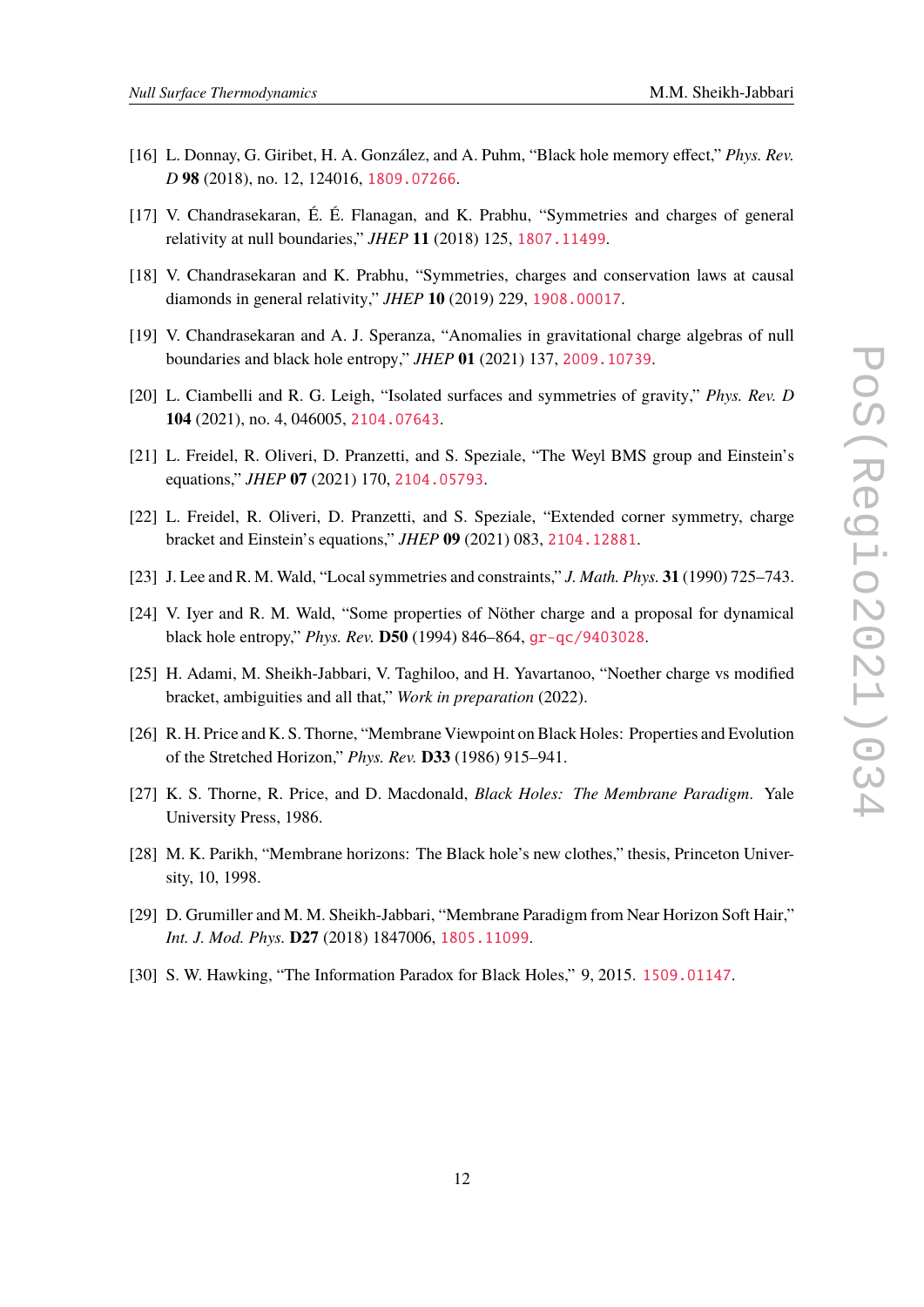[16] L. Donnay, G. Giribet, H. A. González, and A. Puhm, "Black hole memory effect," *Phys. Rev. D* **98** (2018), no. 12, 124016, 1809.07266.

[17] V. Chandrasekaran, É. É. Flanagan, and K. Prabhu, "Symmetries and charges of general relativity at null boundaries," *JHEP* **11** (2018) 125, 1807.11499.

[18] V. Chandrasekaran and K. Prabhu, "Symmetries, charges and conservation laws at causal diamonds in general relativity," *JHEP* **10** (2019) 229, 1908.00017.

[19] V. Chandrasekaran and A. J. Speranza, "Anomalies in gravitational charge algebras of null boundaries and black hole entropy," *JHEP* **01** (2021) 137, 2009.10739.

[20] L. Ciambelli and R. G. Leigh, "Isolated surfaces and symmetries of gravity," *Phys. Rev. D* **104** (2021), no. 4, 046005, 2104.07643.

[21] L. Freidel, R. Oliveri, D. Pranzetti, and S. Speziale, "The Weyl BMS group and Einstein's equations," *JHEP* **07** (2021) 170, 2104.05793.

[22] L. Freidel, R. Oliveri, D. Pranzetti, and S. Speziale, "Extended corner symmetry, charge bracket and Einstein's equations," *JHEP* **09** (2021) 083, 2104.12881.

[23] J. Lee and R. M. Wald, "Local symmetries and constraints," *J. Math. Phys.* **31** (1990) 725–743.

[24] V. Iyer and R. M. Wald, "Some properties of Nöther charge and a proposal for dynamical black hole entropy," *Phys. Rev.* **D50** (1994) 846–864, gr-qc/9403028.

[25] H. Adami, M. Sheikh-Jabbari, V. Taghiloo, and H. Yavartanoo, "Noether charge vs modified bracket, ambiguities and all that," *Work in preparation* (2022).

[26] R. H. Price and K. S. Thorne, "Membrane Viewpoint on Black Holes: Properties and Evolution of the Stretched Horizon," *Phys. Rev.* **D33** (1986) 915–941.

[27] K. S. Thorne, R. Price, and D. Macdonald, *Black Holes: The Membrane Paradigm*. Yale University Press, 1986.

[28] M. K. Parikh, "Membrane horizons: The Black hole's new clothes," thesis, Princeton University, 10, 1998.

[29] D. Grumiller and M. M. Sheikh-Jabbari, "Membrane Paradigm from Near Horizon Soft Hair," *Int. J. Mod. Phys.* **D27** (2018) 1847006, 1805.11099.

[30] S. W. Hawking, "The Information Paradox for Black Holes," 9, 2015. 1509.01147.